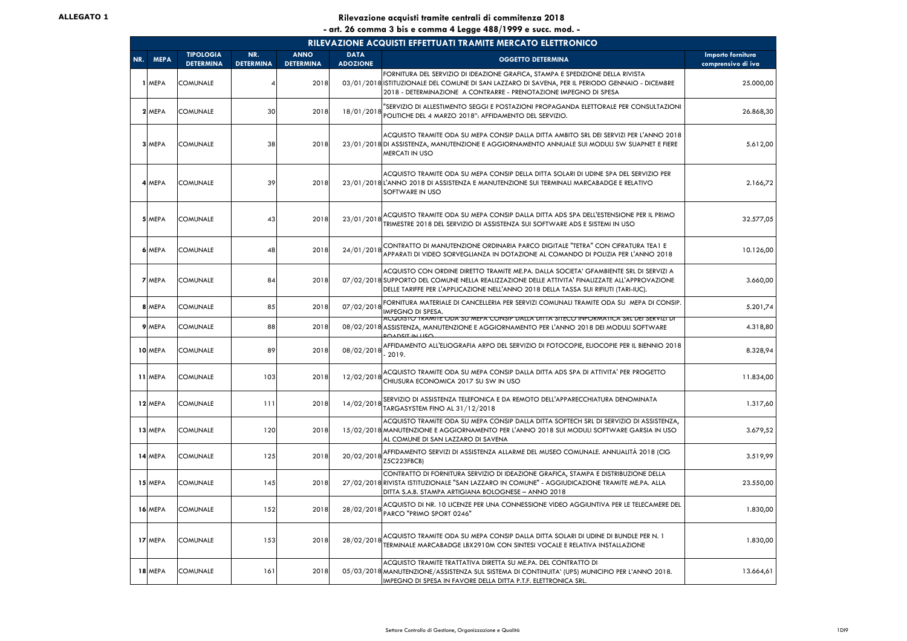**ALLEGATO 1**

## Rilevazione acquisti tramite centrali di commitenza 2018

**- art. 26 comma 3 bis e comma 4 Legge 488/1999 e succ. mod. -**

### RILEVAZIONE ACQUISTI EFFETTUATI TRAMITE MERCATO ELETTRONICO

| NR. | MEPA | TIPOLOGIA DETERMINA | NR. DETERMINA | ANNO DETERMINA | DATA ADOZIONE | OGGETTO DETERMINA | Importo fornitura comprensivo di iva |
|---|---|---|---|---|---|---|---|
| 1 | MEPA | COMUNALE | 4 | 2018 | 03/01/2018 | FORNITURA DEL SERVIZIO DI IDEAZIONE GRAFICA, STAMPA E SPEDIZIONE DELLA RIVISTA ISTITUZIONALE DEL COMUNE DI SAN LAZZARO DI SAVENA, PER IL PERIODO GENNAIO - DICEMBRE 2018 - DETERMINAZIONE A CONTRARRE - PRENOTAZIONE IMPEGNO DI SPESA | 25.000,00 |
| 2 | MEPA | COMUNALE | 30 | 2018 | 18/01/2018 | "SERVIZIO DI ALLESTIMENTO SEGGI E POSTAZIONI PROPAGANDA ELETTORALE PER CONSULTAZIONI POLITICHE DEL 4 MARZO 2018": AFFIDAMENTO DEL SERVIZIO. | 26.868,30 |
| 3 | MEPA | COMUNALE | 38 | 2018 | 23/01/2018 | ACQUISTO TRAMITE ODA SU MEPA CONSIP DALLA DITTA AMBITO SRL DEI SERVIZI PER L'ANNO 2018 DI ASSISTENZA, MANUTENZIONE E AGGIORNAMENTO ANNUALE SUI MODULI SW SUAPNET E FIERE MERCATI IN USO | 5.612,00 |
| 4 | MEPA | COMUNALE | 39 | 2018 | 23/01/2018 | ACQUISTO TRAMITE ODA SU MEPA CONSIP DELLA DITTA SOLARI DI UDINE SPA DEL SERVIZIO PER L'ANNO 2018 DI ASSISTENZA E MANUTENZIONE SUI TERMINALI MARCABADGE E RELATIVO SOFTWARE IN USO | 2.166,72 |
| 5 | MEPA | COMUNALE | 43 | 2018 | 23/01/2018 | ACQUISTO TRAMITE ODA SU MEPA CONSIP DALLA DITTA ADS SPA DELL'ESTENSIONE PER IL PRIMO TRIMESTRE 2018 DEL SERVIZIO DI ASSISTENZA SUI SOFTWARE ADS E SISTEMI IN USO | 32.577,05 |
| 6 | MEPA | COMUNALE | 48 | 2018 | 24/01/2018 | CONTRATTO DI MANUTENZIONE ORDINARIA PARCO DIGITALE "TETRA" CON CIFRATURA TEA1 E APPARATI DI VIDEO SORVEGLIANZA IN DOTAZIONE AL COMANDO DI POLIZIA PER L'ANNO 2018 | 10.126,00 |
| 7 | MEPA | COMUNALE | 84 | 2018 | 07/02/2018 | ACQUISTO CON ORDINE DIRETTO TRAMITE ME.PA. DALLA SOCIETA' GFAMBIENTE SRL DI SERVIZI A SUPPORTO DEL COMUNE NELLA REALIZZAZIONE DELLE ATTIVITA' FINALIZZATE ALL'APPROVAZIONE DELLE TARIFFE PER L'APPLICAZIONE NELL'ANNO 2018 DELLA TASSA SUI RIFIUTI (TARI-IUC). | 3.660,00 |
| 8 | MEPA | COMUNALE | 85 | 2018 | 07/02/2018 | FORNITURA MATERIALE DI CANCELLERIA PER SERVIZI COMUNALI TRAMITE ODA SU MEPA DI CONSIP. IMPEGNO DI SPESA. | 5.201,74 |
| 9 | MEPA | COMUNALE | 88 | 2018 | 08/02/2018 | ACQUISTO TRAMITE ODA SU MEPA CONSIP DALLA DITTA SITECO INFORMATICA SRL DEI SERVIZI DI ASSISTENZA, MANUTENZIONE E AGGIORNAMENTO PER L'ANNO 2018 DEI MODULI SOFTWARE ROADSIT IN USO | 4.318,80 |
| 10 | MEPA | COMUNALE | 89 | 2018 | 08/02/2018 | AFFIDAMENTO ALL'ELIOGRAFIA ARPO DEL SERVIZIO DI FOTOCOPIE, ELIOCOPIE PER IL BIENNIO 2018 - 2019. | 8.328,94 |
| 11 | MEPA | COMUNALE | 103 | 2018 | 12/02/2018 | ACQUISTO TRAMITE ODA SU MEPA CONSIP DALLA DITTA ADS SPA DI ATTIVITA' PER PROGETTO CHIUSURA ECONOMICA 2017 SU SW IN USO | 11.834,00 |
| 12 | MEPA | COMUNALE | 111 | 2018 | 14/02/2018 | SERVIZIO DI ASSISTENZA TELEFONICA E DA REMOTO DELL'APPARECCHIATURA DENOMINATA TARGASYSTEM FINO AL 31/12/2018 | 1.317,60 |
| 13 | MEPA | COMUNALE | 120 | 2018 | 15/02/2018 | ACQUISTO TRAMITE ODA SU MEPA CONSIP DALLA DITTA SOFTECH SRL DI SERVIZIO DI ASSISTENZA, MANUTENZIONE E AGGIORNAMENTO PER L'ANNO 2018 SUI MODULI SOFTWARE GARSIA IN USO AL COMUNE DI SAN LAZZARO DI SAVENA | 3.679,52 |
| 14 | MEPA | COMUNALE | 125 | 2018 | 20/02/2018 | AFFIDAMENTO SERVIZI DI ASSISTENZA ALLARME DEL MUSEO COMUNALE. ANNUALITÀ 2018 (CIG Z5C223FBCB) | 3.519,99 |
| 15 | MEPA | COMUNALE | 145 | 2018 | 27/02/2018 | CONTRATTO DI FORNITURA SERVIZIO DI IDEAZIONE GRAFICA, STAMPA E DISTRIBUZIONE DELLA RIVISTA ISTITUZIONALE "SAN LAZZARO IN COMUNE" - AGGIUDICAZIONE TRAMITE ME.PA. ALLA DITTA S.A.B. STAMPA ARTIGIANA BOLOGNESE – ANNO 2018 | 23.550,00 |
| 16 | MEPA | COMUNALE | 152 | 2018 | 28/02/2018 | ACQUISTO DI NR. 10 LICENZE PER UNA CONNESSIONE VIDEO AGGIUNTIVA PER LE TELECAMERE DEL PARCO "PRIMO SPORT 0246" | 1.830,00 |
| 17 | MEPA | COMUNALE | 153 | 2018 | 28/02/2018 | ACQUISTO TRAMITE ODA SU MEPA CONSIP DALLA DITTA SOLARI DI UDINE DI BUNDLE PER N. 1 TERMINALE MARCABADGE LBX2910M CON SINTESI VOCALE E RELATIVA INSTALLAZIONE | 1.830,00 |
| 18 | MEPA | COMUNALE | 161 | 2018 | 05/03/2018 | ACQUISTO TRAMITE TRATTATIVA DIRETTA SU ME.PA. DEL CONTRATTO DI MANUTENZIONE/ASSISTENZA SUL SISTEMA DI CONTINUITA' (UPS) MUNICIPIO PER L'ANNO 2018. IMPEGNO DI SPESA IN FAVORE DELLA DITTA P.T.F. ELETTRONICA SRL. | 13.664,61 |

Settore Controllo di Gestione, Organizzazione e Qualità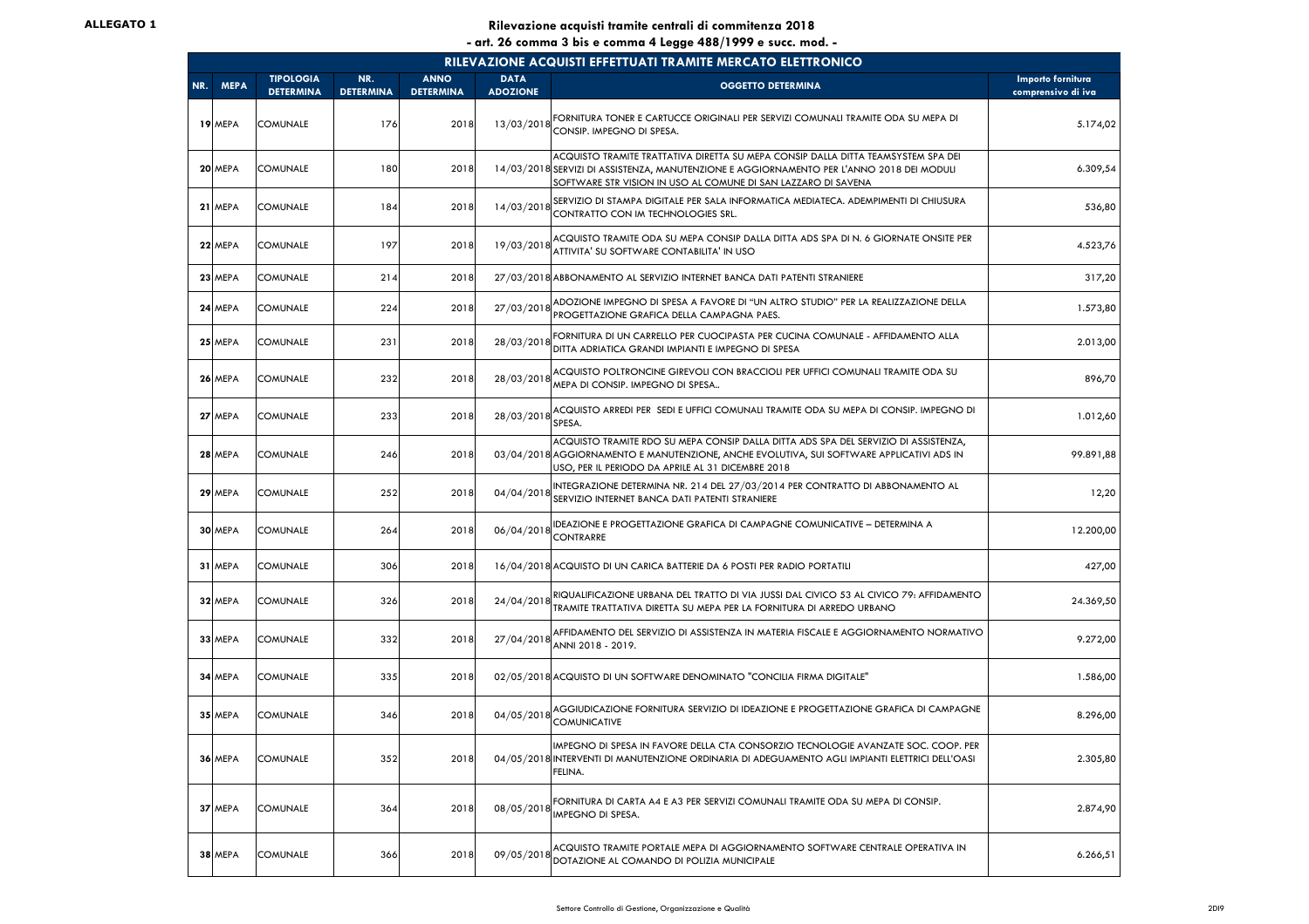**ALLEGATO 1**

# Rilevazione acquisti tramite centrali di commitenza 2018

## - art. 26 comma 3 bis e comma 4 Legge 488/1999 e succ. mod. -

| RILEVAZIONE ACQUISTI EFFETTUATI TRAMITE MERCATO ELETTRONICO | | | | | | | |
|---|---|---|---|---|---|---|---|
| **NR.** | **MEPA** | **TIPOLOGIA DETERMINA** | **NR. DETERMINA** | **ANNO DETERMINA** | **DATA ADOZIONE** | **OGGETTO DETERMINA** | **Importo fornitura comprensivo di iva** |
| 19 | MEPA | COMUNALE | 176 | 2018 | 13/03/2018 | FORNITURA TONER E CARTUCCE ORIGINALI PER SERVIZI COMUNALI TRAMITE ODA SU MEPA DI CONSIP. IMPEGNO DI SPESA. | 5.174,02 |
| 20 | MEPA | COMUNALE | 180 | 2018 | 14/03/2018 | ACQUISTO TRAMITE TRATTATIVA DIRETTA SU MEPA CONSIP DALLA DITTA TEAMSYSTEM SPA DEI SERVIZI DI ASSISTENZA, MANUTENZIONE E AGGIORNAMENTO PER L'ANNO 2018 DEI MODULI SOFTWARE STR VISION IN USO AL COMUNE DI SAN LAZZARO DI SAVENA | 6.309,54 |
| 21 | MEPA | COMUNALE | 184 | 2018 | 14/03/2018 | SERVIZIO DI STAMPA DIGITALE PER SALA INFORMATICA MEDIATECA. ADEMPIMENTI DI CHIUSURA CONTRATTO CON IM TECHNOLOGIES SRL. | 536,80 |
| 22 | MEPA | COMUNALE | 197 | 2018 | 19/03/2018 | ACQUISTO TRAMITE ODA SU MEPA CONSIP DALLA DITTA ADS SPA DI N. 6 GIORNATE ONSITE PER ATTIVITA' SU SOFTWARE CONTABILITA' IN USO | 4.523,76 |
| 23 | MEPA | COMUNALE | 214 | 2018 | 27/03/2018 | ABBONAMENTO AL SERVIZIO INTERNET BANCA DATI PATENTI STRANIERE | 317,20 |
| 24 | MEPA | COMUNALE | 224 | 2018 | 27/03/2018 | ADOZIONE IMPEGNO DI SPESA A FAVORE DI "UN ALTRO STUDIO" PER LA REALIZZAZIONE DELLA PROGETTAZIONE GRAFICA DELLA CAMPAGNA PAES. | 1.573,80 |
| 25 | MEPA | COMUNALE | 231 | 2018 | 28/03/2018 | FORNITURA DI UN CARRELLO PER CUOCIPASTA PER CUCINA COMUNALE - AFFIDAMENTO ALLA DITTA ADRIATICA GRANDI IMPIANTI E IMPEGNO DI SPESA | 2.013,00 |
| 26 | MEPA | COMUNALE | 232 | 2018 | 28/03/2018 | ACQUISTO POLTRONCINE GIREVOLI CON BRACCIOLI PER UFFICI COMUNALI TRAMITE ODA SU MEPA DI CONSIP. IMPEGNO DI SPESA.. | 896,70 |
| 27 | MEPA | COMUNALE | 233 | 2018 | 28/03/2018 | ACQUISTO ARREDI PER SEDI E UFFICI COMUNALI TRAMITE ODA SU MEPA DI CONSIP. IMPEGNO DI SPESA. | 1.012,60 |
| 28 | MEPA | COMUNALE | 246 | 2018 | 03/04/2018 | ACQUISTO TRAMITE RDO SU MEPA CONSIP DALLA DITTA ADS SPA DEL SERVIZIO DI ASSISTENZA, AGGIORNAMENTO E MANUTENZIONE, ANCHE EVOLUTIVA, SUI SOFTWARE APPLICATIVI ADS IN USO, PER IL PERIODO DA APRILE AL 31 DICEMBRE 2018 | 99.891,88 |
| 29 | MEPA | COMUNALE | 252 | 2018 | 04/04/2018 | INTEGRAZIONE DETERMINA NR. 214 DEL 27/03/2014 PER CONTRATTO DI ABBONAMENTO AL SERVIZIO INTERNET BANCA DATI PATENTI STRANIERE | 12,20 |
| 30 | MEPA | COMUNALE | 264 | 2018 | 06/04/2018 | IDEAZIONE E PROGETTAZIONE GRAFICA DI CAMPAGNE COMUNICATIVE – DETERMINA A CONTRARRE | 12.200,00 |
| 31 | MEPA | COMUNALE | 306 | 2018 | 16/04/2018 | ACQUISTO DI UN CARICA BATTERIE DA 6 POSTI PER RADIO PORTATILI | 427,00 |
| 32 | MEPA | COMUNALE | 326 | 2018 | 24/04/2018 | RIQUALIFICAZIONE URBANA DEL TRATTO DI VIA JUSSI DAL CIVICO 53 AL CIVICO 79: AFFIDAMENTO TRAMITE TRATTATIVA DIRETTA SU MEPA PER LA FORNITURA DI ARREDO URBANO | 24.369,50 |
| 33 | MEPA | COMUNALE | 332 | 2018 | 27/04/2018 | AFFIDAMENTO DEL SERVIZIO DI ASSISTENZA IN MATERIA FISCALE E AGGIORNAMENTO NORMATIVO ANNI 2018 - 2019. | 9.272,00 |
| 34 | MEPA | COMUNALE | 335 | 2018 | 02/05/2018 | ACQUISTO DI UN SOFTWARE DENOMINATO "CONCILIA FIRMA DIGITALE" | 1.586,00 |
| 35 | MEPA | COMUNALE | 346 | 2018 | 04/05/2018 | AGGIUDICAZIONE FORNITURA SERVIZIO DI IDEAZIONE E PROGETTAZIONE GRAFICA DI CAMPAGNE COMUNICATIVE | 8.296,00 |
| 36 | MEPA | COMUNALE | 352 | 2018 | 04/05/2018 | IMPEGNO DI SPESA IN FAVORE DELLA CTA CONSORZIO TECNOLOGIE AVANZATE SOC. COOP. PER INTERVENTI DI MANUTENZIONE ORDINARIA DI ADEGUAMENTO AGLI IMPIANTI ELETTRICI DELL'OASI FELINA. | 2.305,80 |
| 37 | MEPA | COMUNALE | 364 | 2018 | 08/05/2018 | FORNITURA DI CARTA A4 E A3 PER SERVIZI COMUNALI TRAMITE ODA SU MEPA DI CONSIP. IMPEGNO DI SPESA. | 2.874,90 |
| 38 | MEPA | COMUNALE | 366 | 2018 | 09/05/2018 | ACQUISTO TRAMITE PORTALE MEPA DI AGGIORNAMENTO SOFTWARE CENTRALE OPERATIVA IN DOTAZIONE AL COMANDO DI POLIZIA MUNICIPALE | 6.266,51 |

Settore Controllo di Gestione, Organizzazione e Qualità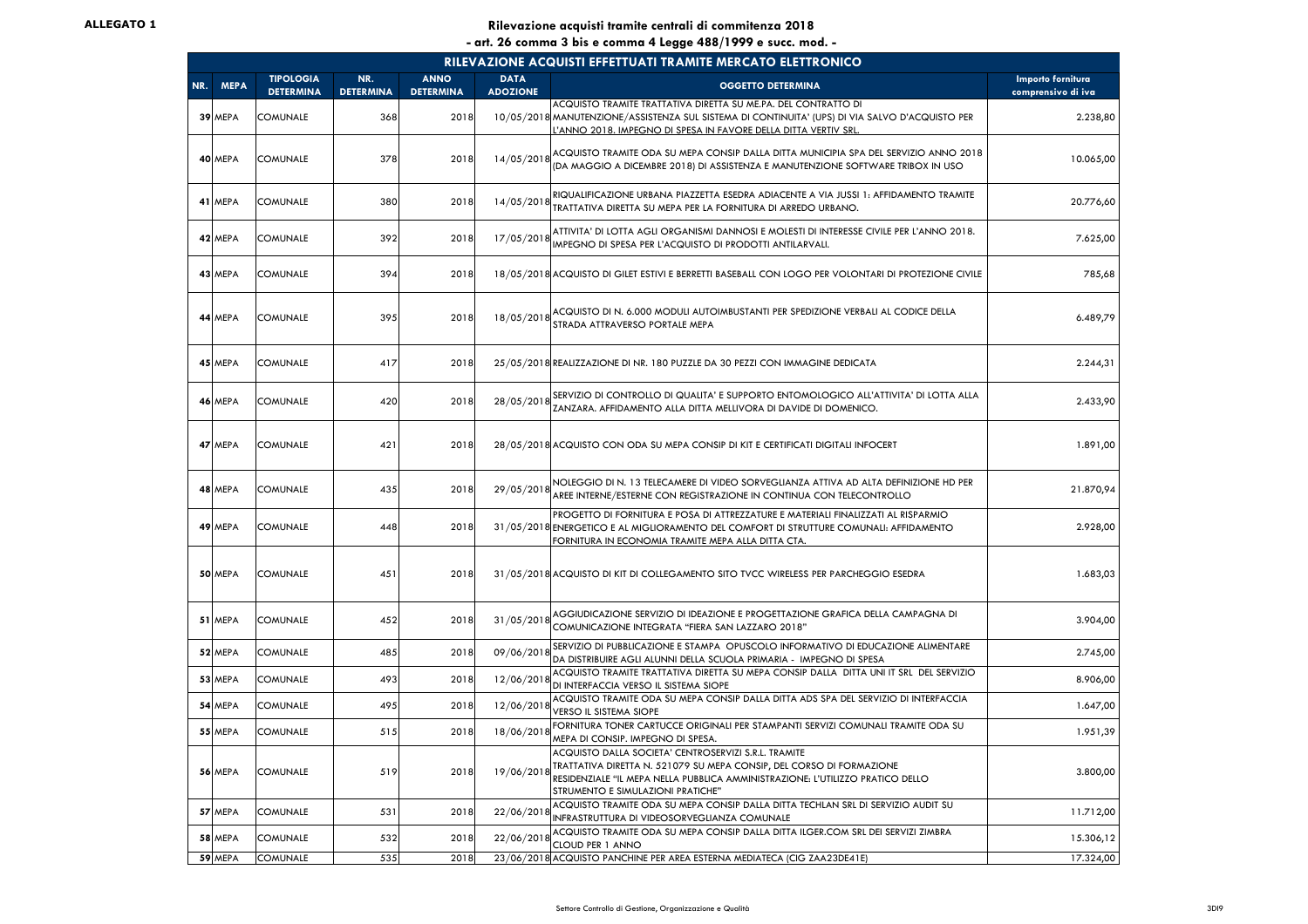**ALLEGATO 1**

**Rilevazione acquisti tramite centrali di commitenza 2018**
**- art. 26 comma 3 bis e comma 4 Legge 488/1999 e succ. mod. -**

| RILEVAZIONE ACQUISTI EFFETTUATI TRAMITE MERCATO ELETTRONICO | | | | | | | |
|---|---|---|---|---|---|---|---|
| **NR.** | **MEPA** | **TIPOLOGIA DETERMINA** | **NR. DETERMINA** | **ANNO DETERMINA** | **DATA ADOZIONE** | **OGGETTO DETERMINA** | **Importo fornitura comprensivo di iva** |
| 39 | MEPA | COMUNALE | 368 | 2018 | 10/05/2018 | ACQUISTO TRAMITE TRATTATIVA DIRETTA SU ME.PA. DEL CONTRATTO DI MANUTENZIONE/ASSISTENZA SUL SISTEMA DI CONTINUITA' (UPS) DI VIA SALVO D'ACQUISTO PER L'ANNO 2018. IMPEGNO DI SPESA IN FAVORE DELLA DITTA VERTIV SRL. | 2.238,80 |
| 40 | MEPA | COMUNALE | 378 | 2018 | 14/05/2018 | ACQUISTO TRAMITE ODA SU MEPA CONSIP DALLA DITTA MUNICIPIA SPA DEL SERVIZIO ANNO 2018 (DA MAGGIO A DICEMBRE 2018) DI ASSISTENZA E MANUTENZIONE SOFTWARE TRIBOX IN USO | 10.065,00 |
| 41 | MEPA | COMUNALE | 380 | 2018 | 14/05/2018 | RIQUALIFICAZIONE URBANA PIAZZETTA ESEDRA ADIACENTE A VIA JUSSI 1: AFFIDAMENTO TRAMITE TRATTATIVA DIRETTA SU MEPA PER LA FORNITURA DI ARREDO URBANO. | 20.776,60 |
| 42 | MEPA | COMUNALE | 392 | 2018 | 17/05/2018 | ATTIVITA' DI LOTTA AGLI ORGANISMI DANNOSI E MOLESTI DI INTERESSE CIVILE PER L'ANNO 2018. IMPEGNO DI SPESA PER L'ACQUISTO DI PRODOTTI ANTILARVALI. | 7.625,00 |
| 43 | MEPA | COMUNALE | 394 | 2018 | 18/05/2018 | ACQUISTO DI GILET ESTIVI E BERRETTI BASEBALL CON LOGO PER VOLONTARI DI PROTEZIONE CIVILE | 785,68 |
| 44 | MEPA | COMUNALE | 395 | 2018 | 18/05/2018 | ACQUISTO DI N. 6.000 MODULI AUTOIMBUSTANTI PER SPEDIZIONE VERBALI AL CODICE DELLA STRADA ATTRAVERSO PORTALE MEPA | 6.489,79 |
| 45 | MEPA | COMUNALE | 417 | 2018 | 25/05/2018 | REALIZZAZIONE DI NR. 180 PUZZLE DA 30 PEZZI CON IMMAGINE DEDICATA | 2.244,31 |
| 46 | MEPA | COMUNALE | 420 | 2018 | 28/05/2018 | SERVIZIO DI CONTROLLO DI QUALITA' E SUPPORTO ENTOMOLOGICO ALL'ATTIVITA' DI LOTTA ALLA ZANZARA. AFFIDAMENTO ALLA DITTA MELLIVORA DI DAVIDE DI DOMENICO. | 2.433,90 |
| 47 | MEPA | COMUNALE | 421 | 2018 | 28/05/2018 | ACQUISTO CON ODA SU MEPA CONSIP DI KIT E CERTIFICATI DIGITALI INFOCERT | 1.891,00 |
| 48 | MEPA | COMUNALE | 435 | 2018 | 29/05/2018 | NOLEGGIO DI N. 13 TELECAMERE DI VIDEO SORVEGLIANZA ATTIVA AD ALTA DEFINIZIONE HD PER AREE INTERNE/ESTERNE CON REGISTRAZIONE IN CONTINUA CON TELECONTROLLO | 21.870,94 |
| 49 | MEPA | COMUNALE | 448 | 2018 | 31/05/2018 | PROGETTO DI FORNITURA E POSA DI ATTREZZATURE E MATERIALI FINALIZZATI AL RISPARMIO ENERGETICO E AL MIGLIORAMENTO DEL COMFORT DI STRUTTURE COMUNALI: AFFIDAMENTO FORNITURA IN ECONOMIA TRAMITE MEPA ALLA DITTA CTA. | 2.928,00 |
| 50 | MEPA | COMUNALE | 451 | 2018 | 31/05/2018 | ACQUISTO DI KIT DI COLLEGAMENTO SITO TVCC WIRELESS PER PARCHEGGIO ESEDRA | 1.683,03 |
| 51 | MEPA | COMUNALE | 452 | 2018 | 31/05/2018 | AGGIUDICAZIONE SERVIZIO DI IDEAZIONE E PROGETTAZIONE GRAFICA DELLA CAMPAGNA DI COMUNICAZIONE INTEGRATA "FIERA SAN LAZZARO 2018" | 3.904,00 |
| 52 | MEPA | COMUNALE | 485 | 2018 | 09/06/2018 | SERVIZIO DI PUBBLICAZIONE E STAMPA OPUSCOLO INFORMATIVO DI EDUCAZIONE ALIMENTARE DA DISTRIBUIRE AGLI ALUNNI DELLA SCUOLA PRIMARIA - IMPEGNO DI SPESA | 2.745,00 |
| 53 | MEPA | COMUNALE | 493 | 2018 | 12/06/2018 | ACQUISTO TRAMITE TRATTATIVA DIRETTA SU MEPA CONSIP DALLA DITTA UNI IT SRL DEL SERVIZIO DI INTERFACCIA VERSO IL SISTEMA SIOPE | 8.906,00 |
| 54 | MEPA | COMUNALE | 495 | 2018 | 12/06/2018 | ACQUISTO TRAMITE ODA SU MEPA CONSIP DALLA DITTA ADS SPA DEL SERVIZIO DI INTERFACCIA VERSO IL SISTEMA SIOPE | 1.647,00 |
| 55 | MEPA | COMUNALE | 515 | 2018 | 18/06/2018 | FORNITURA TONER CARTUCCE ORIGINALI PER STAMPANTI SERVIZI COMUNALI TRAMITE ODA SU MEPA DI CONSIP. IMPEGNO DI SPESA. | 1.951,39 |
| 56 | MEPA | COMUNALE | 519 | 2018 | 19/06/2018 | ACQUISTO DALLA SOCIETA' CENTROSERVIZI S.R.L. TRAMITE TRATTATIVA DIRETTA N. 521079 SU MEPA CONSIP, DEL CORSO DI FORMAZIONE RESIDENZIALE "IL MEPA NELLA PUBBLICA AMMINISTRAZIONE: L'UTILIZZO PRATICO DELLO STRUMENTO E SIMULAZIONI PRATICHE" | 3.800,00 |
| 57 | MEPA | COMUNALE | 531 | 2018 | 22/06/2018 | ACQUISTO TRAMITE ODA SU MEPA CONSIP DALLA DITTA TECHLAN SRL DI SERVIZIO AUDIT SU INFRASTRUTTURA DI VIDEOSORVEGLIANZA COMUNALE | 11.712,00 |
| 58 | MEPA | COMUNALE | 532 | 2018 | 22/06/2018 | ACQUISTO TRAMITE ODA SU MEPA CONSIP DALLA DITTA ILGER.COM SRL DEI SERVIZI ZIMBRA CLOUD PER 1 ANNO | 15.306,12 |
| 59 | MEPA | COMUNALE | 535 | 2018 | 23/06/2018 | ACQUISTO PANCHINE PER AREA ESTERNA MEDIATECA (CIG ZAA23DE41E) | 17.324,00 |

Settore Controllo di Gestione, Organizzazione e Qualità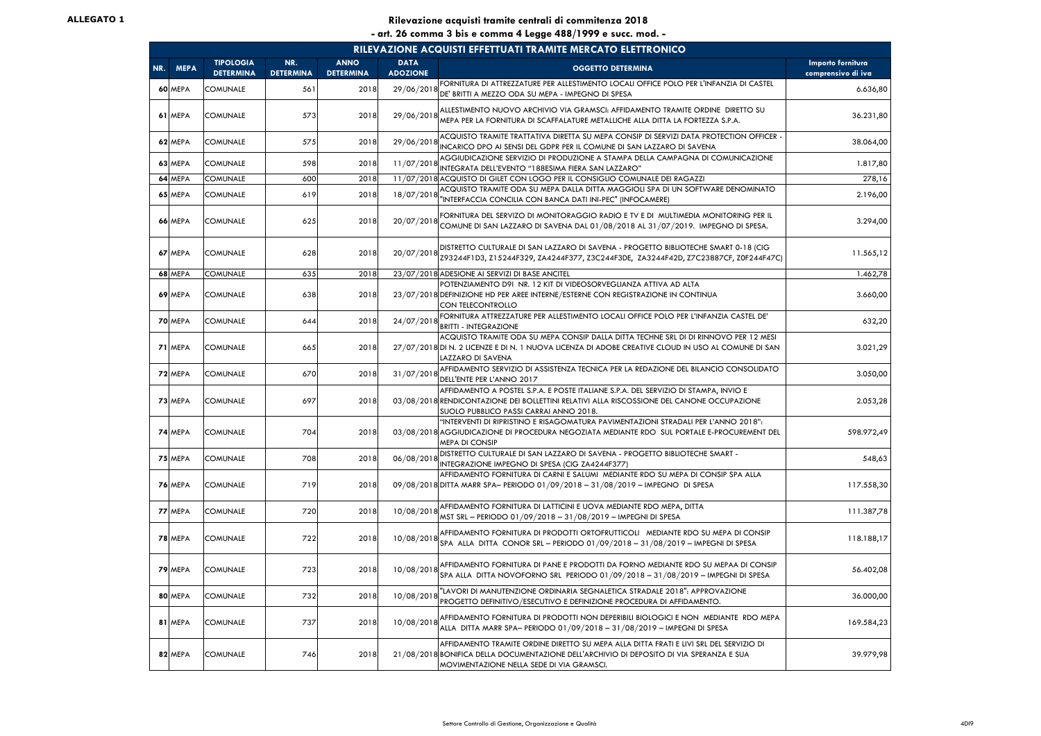**ALLEGATO 1**

## Rilevazione acquisti tramite centrali di commitenza 2018

**- art. 26 comma 3 bis e comma 4 Legge 488/1999 e succ. mod. -**

| RILEVAZIONE ACQUISTI EFFETTUATI TRAMITE MERCATO ELETTRONICO | | | | | | | |
|---|---|---|---|---|---|---|---|
| NR. MEPA | TIPOLOGIA DETERMINA | NR. DETERMINA | ANNO DETERMINA | DATA ADOZIONE | OGGETTO DETERMINA | Importo fornitura comprensivo di iva |
| 60 MEPA | COMUNALE | 561 | 2018 | 29/06/2018 | FORNITURA DI ATTREZZATURE PER ALLESTIMENTO LOCALI OFFICE POLO PER L'INFANZIA DI CASTEL DE' BRITTI A MEZZO ODA SU MEPA - IMPEGNO DI SPESA | 6.636,80 |
| 61 MEPA | COMUNALE | 573 | 2018 | 29/06/2018 | ALLESTIMENTO NUOVO ARCHIVIO VIA GRAMSCI: AFFIDAMENTO TRAMITE ORDINE DIRETTO SU MEPA PER LA FORNITURA DI SCAFFALATURE METALLICHE ALLA DITTA LA FORTEZZA S.P.A. | 36.231,80 |
| 62 MEPA | COMUNALE | 575 | 2018 | 29/06/2018 | ACQUISTO TRAMITE TRATTATIVA DIRETTA SU MEPA CONSIP DI SERVIZI DATA PROTECTION OFFICER - INCARICO DPO AI SENSI DEL GDPR PER IL COMUNE DI SAN LAZZARO DI SAVENA | 38.064,00 |
| 63 MEPA | COMUNALE | 598 | 2018 | 11/07/2018 | AGGIUDICAZIONE SERVIZIO DI PRODUZIONE A STAMPA DELLA CAMPAGNA DI COMUNICAZIONE INTEGRATA DELL'EVENTO "188ESIMA FIERA SAN LAZZARO" | 1.817,80 |
| 64 MEPA | COMUNALE | 600 | 2018 | 11/07/2018 | ACQUISTO DI GILET CON LOGO PER IL CONSIGLIO COMUNALE DEI RAGAZZI | 278,16 |
| 65 MEPA | COMUNALE | 619 | 2018 | 18/07/2018 | ACQUISTO TRAMITE ODA SU MEPA DALLA DITTA MAGGIOLI SPA DI UN SOFTWARE DENOMINATO "INTERFACCIA CONCILIA CON BANCA DATI INI-PEC" (INFOCAMERE) | 2.196,00 |
| 66 MEPA | COMUNALE | 625 | 2018 | 20/07/2018 | FORNITURA DEL SERVIZO DI MONITORAGGIO RADIO E TV E DI MULTIMEDIA MONITORING PER IL COMUNE DI SAN LAZZARO DI SAVENA DAL 01/08/2018 AL 31/07/2019. IMPEGNO DI SPESA. | 3.294,00 |
| 67 MEPA | COMUNALE | 628 | 2018 | 20/07/2018 | DISTRETTO CULTURALE DI SAN LAZZARO DI SAVENA - PROGETTO BIBLIOTECHE SMART 0-18 (CIG Z93244F1D3, Z15244F329, ZA4244F377, Z3C244F3DE, ZA3244F42D, Z7C23887CF, Z0F244F47C) | 11.565,12 |
| 68 MEPA | COMUNALE | 635 | 2018 | 23/07/2018 | ADESIONE AI SERVIZI DI BASE ANCITEL | 1.462,78 |
| 69 MEPA | COMUNALE | 638 | 2018 | 23/07/2018 | POTENZIAMENTO D9I NR. 12 KIT DI VIDEOSORVEGLIANZA ATTIVA AD ALTA DEFINIZIONE HD PER AREE INTERNE/ESTERNE CON REGISTRAZIONE IN CONTINUA CON TELECONTROLLO | 3.660,00 |
| 70 MEPA | COMUNALE | 644 | 2018 | 24/07/2018 | FORNITURA ATTREZZATURE PER ALLESTIMENTO LOCALI OFFICE POLO PER L'INFANZIA CASTEL DE' BRITTI - INTEGRAZIONE | 632,20 |
| 71 MEPA | COMUNALE | 665 | 2018 | 27/07/2018 | ACQUISTO TRAMITE ODA SU MEPA CONSIP DALLA DITTA TECHNE SRL DI DI RINNOVO PER 12 MESI DI N. 2 LICENZE E DI N. 1 NUOVA LICENZA DI ADOBE CREATIVE CLOUD IN USO AL COMUNE DI SAN LAZZARO DI SAVENA | 3.021,29 |
| 72 MEPA | COMUNALE | 670 | 2018 | 31/07/2018 | AFFIDAMENTO SERVIZIO DI ASSISTENZA TECNICA PER LA REDAZIONE DEL BILANCIO CONSOLIDATO DELL'ENTE PER L'ANNO 2017 | 3.050,00 |
| 73 MEPA | COMUNALE | 697 | 2018 | 03/08/2018 | AFFIDAMENTO A POSTEL S.P.A. E POSTE ITALIANE S.P.A. DEL SERVIZIO DI STAMPA, INVIO E RENDICONTAZIONE DEI BOLLETTINI RELATIVI ALLA RISCOSSIONE DEL CANONE OCCUPAZIONE SUOLO PUBBLICO PASSI CARRAI ANNO 2018. | 2.053,28 |
| 74 MEPA | COMUNALE | 704 | 2018 | 03/08/2018 | "INTERVENTI DI RIPRISTINO E RISAGOMATURA PAVIMENTAZIONI STRADALI PER L'ANNO 2018": AGGIUDICAZIONE DI PROCEDURA NEGOZIATA MEDIANTE RDO SUL PORTALE E-PROCUREMENT DEL MEPA DI CONSIP | 598.972,49 |
| 75 MEPA | COMUNALE | 708 | 2018 | 06/08/2018 | DISTRETTO CULTURALE DI SAN LAZZARO DI SAVENA - PROGETTO BIBLIOTECHE SMART - INTEGRAZIONE IMPEGNO DI SPESA (CIG ZA4244F377) | 548,63 |
| 76 MEPA | COMUNALE | 719 | 2018 | 09/08/2018 | AFFIDAMENTO FORNITURA DI CARNI E SALUMI MEDIANTE RDO SU MEPA DI CONSIP SPA ALLA DITTA MARR SPA– PERIODO 01/09/2018 – 31/08/2019 – IMPEGNO DI SPESA | 117.558,30 |
| 77 MEPA | COMUNALE | 720 | 2018 | 10/08/2018 | AFFIDAMENTO FORNITURA DI LATTICINI E UOVA MEDIANTE RDO MEPA, DITTA MST SRL – PERIODO 01/09/2018 – 31/08/2019 – IMPEGNI DI SPESA | 111.387,78 |
| 78 MEPA | COMUNALE | 722 | 2018 | 10/08/2018 | AFFIDAMENTO FORNITURA DI PRODOTTI ORTOFRUTTICOLI MEDIANTE RDO SU MEPA DI CONSIP SPA ALLA DITTA CONOR SRL – PERIODO 01/09/2018 – 31/08/2019 – IMPEGNI DI SPESA | 118.188,17 |
| 79 MEPA | COMUNALE | 723 | 2018 | 10/08/2018 | AFFIDAMENTO FORNITURA DI PANE E PRODOTTI DA FORNO MEDIANTE RDO SU MEPAA DI CONSIP SPA ALLA DITTA NOVOFORNO SRL PERIODO 01/09/2018 – 31/08/2019 – IMPEGNI DI SPESA | 56.402,08 |
| 80 MEPA | COMUNALE | 732 | 2018 | 10/08/2018 | "LAVORI DI MANUTENZIONE ORDINARIA SEGNALETICA STRADALE 2018": APPROVAZIONE PROGETTO DEFINITIVO/ESECUTIVO E DEFINIZIONE PROCEDURA DI AFFIDAMENTO. | 36.000,00 |
| 81 MEPA | COMUNALE | 737 | 2018 | 10/08/2018 | AFFIDAMENTO FORNITURA DI PRODOTTI NON DEPERIBILI BIOLOGICI E NON MEDIANTE RDO MEPA ALLA DITTA MARR SPA– PERIODO 01/09/2018 – 31/08/2019 – IMPEGNI DI SPESA | 169.584,23 |
| 82 MEPA | COMUNALE | 746 | 2018 | 21/08/2018 | AFFIDAMENTO TRAMITE ORDINE DIRETTO SU MEPA ALLA DITTA FRATI E LIVI SRL DEL SERVIZIO DI BONIFICA DELLA DOCUMENTAZIONE DELL'ARCHIVIO DI DEPOSITO DI VIA SPERANZA E SUA MOVIMENTAZIONE NELLA SEDE DI VIA GRAMSCI. | 39.979,98 |

Settore Controllo di Gestione, Organizzazione e Qualità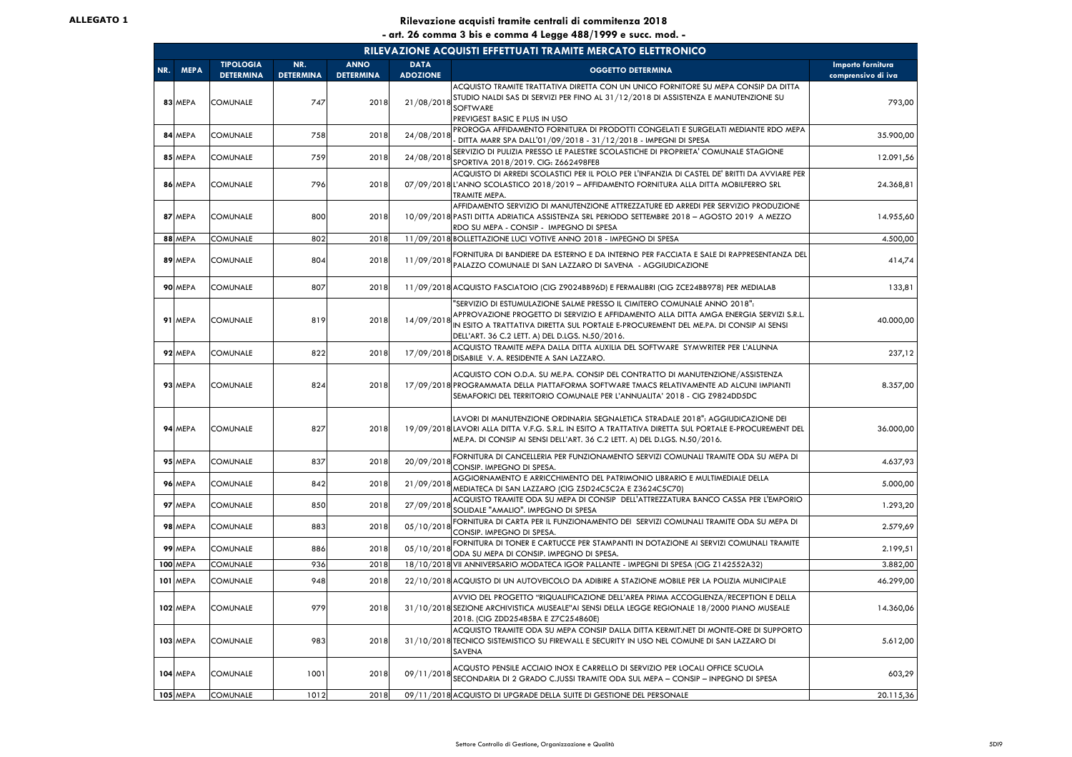**ALLEGATO 1**

# Rilevazione acquisti tramite centrali di commitenza 2018

## - art. 26 comma 3 bis e comma 4 Legge 488/1999 e succ. mod. -

| RILEVAZIONE ACQUISTI EFFETTUATI TRAMITE MERCATO ELETTRONICO | | | | | | | |
|---|---|---|---|---|---|---|---|
| NR. MEPA | TIPOLOGIA DETERMINA | NR. DETERMINA | ANNO DETERMINA | DATA ADOZIONE | OGGETTO DETERMINA | | Importo fornitura comprensivo di iva |
| 83 MEPA | COMUNALE | 747 | 2018 | 21/08/2018 | ACQUISTO TRAMITE TRATTATIVA DIRETTA CON UN UNICO FORNITORE SU MEPA CONSIP DA DITTA STUDIO NALDI SAS DI SERVIZI PER FINO AL 31/12/2018 DI ASSISTENZA E MANUTENZIONE SU SOFTWARE PREVIGEST BASIC E PLUS IN USO | | 793,00 |
| 84 MEPA | COMUNALE | 758 | 2018 | 24/08/2018 | PROROGA AFFIDAMENTO FORNITURA DI PRODOTTI CONGELATI E SURGELATI MEDIANTE RDO MEPA - DITTA MARR SPA DALL'01/09/2018 - 31/12/2018 - IMPEGNI DI SPESA | | 35.900,00 |
| 85 MEPA | COMUNALE | 759 | 2018 | 24/08/2018 | SERVIZIO DI PULIZIA PRESSO LE PALESTRE SCOLASTICHE DI PROPRIETA' COMUNALE STAGIONE SPORTIVA 2018/2019. CIG: Z662498FE8 | | 12.091,56 |
| 86 MEPA | COMUNALE | 796 | 2018 | 07/09/2018 | ACQUISTO DI ARREDI SCOLASTICI PER IL POLO PER L'INFANZIA DI CASTEL DE' BRITTI DA AVVIARE PER L'ANNO SCOLASTICO 2018/2019 – AFFIDAMENTO FORNITURA ALLA DITTA MOBILFERRO SRL TRAMITE MEPA. | | 24.368,81 |
| 87 MEPA | COMUNALE | 800 | 2018 | 10/09/2018 | AFFIDAMENTO SERVIZIO DI MANUTENZIONE ATTREZZATURE ED ARREDI PER SERVIZIO PRODUZIONE PASTI DITTA ADRIATICA ASSISTENZA SRL PERIODO SETTEMBRE 2018 – AGOSTO 2019 A MEZZO RDO SU MEPA - CONSIP - IMPEGNO DI SPESA | | 14.955,60 |
| 88 MEPA | COMUNALE | 802 | 2018 | 11/09/2018 | BOLLETTAZIONE LUCI VOTIVE ANNO 2018 - IMPEGNO DI SPESA | | 4.500,00 |
| 89 MEPA | COMUNALE | 804 | 2018 | 11/09/2018 | FORNITURA DI BANDIERE DA ESTERNO E DA INTERNO PER FACCIATA E SALE DI RAPPRESENTANZA DEL PALAZZO COMUNALE DI SAN LAZZARO DI SAVENA - AGGIUDICAZIONE | | 414,74 |
| 90 MEPA | COMUNALE | 807 | 2018 | 11/09/2018 | ACQUISTO FASCIATOIO (CIG Z9024BB96D) E FERMALIBRI (CIG ZCE24BB978) PER MEDIALAB | | 133,81 |
| 91 MEPA | COMUNALE | 819 | 2018 | 14/09/2018 | "SERVIZIO DI ESTUMULAZIONE SALME PRESSO IL CIMITERO COMUNALE ANNO 2018": APPROVAZIONE PROGETTO DI SERVIZIO E AFFIDAMENTO ALLA DITTA AMGA ENERGIA SERVIZI S.R.L. IN ESITO A TRATTATIVA DIRETTA SUL PORTALE E-PROCUREMENT DEL ME.PA. DI CONSIP AI SENSI DELL'ART. 36 C.2 LETT. A) DEL D.LGS. N.50/2016. | | 40.000,00 |
| 92 MEPA | COMUNALE | 822 | 2018 | 17/09/2018 | ACQUISTO TRAMITE MEPA DALLA DITTA AUXILIA DEL SOFTWARE SYMWRITER PER L'ALUNNA DISABILE V. A. RESIDENTE A SAN LAZZARO. | | 237,12 |
| 93 MEPA | COMUNALE | 824 | 2018 | 17/09/2018 | ACQUISTO CON O.D.A. SU ME.PA. CONSIP DEL CONTRATTO DI MANUTENZIONE/ASSISTENZA PROGRAMMATA DELLA PIATTAFORMA SOFTWARE TMACS RELATIVAMENTE AD ALCUNI IMPIANTI SEMAFORICI DEL TERRITORIO COMUNALE PER L'ANNUALITA' 2018 - CIG Z9824DD5DC | | 8.357,00 |
| 94 MEPA | COMUNALE | 827 | 2018 | 19/09/2018 | LAVORI DI MANUTENZIONE ORDINARIA SEGNALETICA STRADALE 2018": AGGIUDICAZIONE DEI LAVORI ALLA DITTA V.F.G. S.R.L. IN ESITO A TRATTATIVA DIRETTA SUL PORTALE E-PROCUREMENT DEL ME.PA. DI CONSIP AI SENSI DELL'ART. 36 C.2 LETT. A) DEL D.LGS. N.50/2016. | | 36.000,00 |
| 95 MEPA | COMUNALE | 837 | 2018 | 20/09/2018 | FORNITURA DI CANCELLERIA PER FUNZIONAMENTO SERVIZI COMUNALI TRAMITE ODA SU MEPA DI CONSIP. IMPEGNO DI SPESA. | | 4.637,93 |
| 96 MEPA | COMUNALE | 842 | 2018 | 21/09/2018 | AGGIORNAMENTO E ARRICCHIMENTO DEL PATRIMONIO LIBRARIO E MULTIMEDIALE DELLA MEDIATECA DI SAN LAZZARO (CIG Z5D24C5C2A E Z3624C5C70) | | 5.000,00 |
| 97 MEPA | COMUNALE | 850 | 2018 | 27/09/2018 | ACQUISTO TRAMITE ODA SU MEPA DI CONSIP DELL'ATTREZZATURA BANCO CASSA PER L'EMPORIO SOLIDALE "AMALIO". IMPEGNO DI SPESA | | 1.293,20 |
| 98 MEPA | COMUNALE | 883 | 2018 | 05/10/2018 | FORNITURA DI CARTA PER IL FUNZIONAMENTO DEI SERVIZI COMUNALI TRAMITE ODA SU MEPA DI CONSIP. IMPEGNO DI SPESA. | | 2.579,69 |
| 99 MEPA | COMUNALE | 886 | 2018 | 05/10/2018 | FORNITURA DI TONER E CARTUCCE PER STAMPANTI IN DOTAZIONE AI SERVIZI COMUNALI TRAMITE ODA SU MEPA DI CONSIP. IMPEGNO DI SPESA. | | 2.199,51 |
| 100 MEPA | COMUNALE | 936 | 2018 | 18/10/2018 | VII ANNIVERSARIO MODATECA IGOR PALLANTE - IMPEGNI DI SPESA (CIG Z142552A32) | | 3.882,00 |
| 101 MEPA | COMUNALE | 948 | 2018 | 22/10/2018 | ACQUISTO DI UN AUTOVEICOLO DA ADIBIRE A STAZIONE MOBILE PER LA POLIZIA MUNICIPALE | | 46.299,00 |
| 102 MEPA | COMUNALE | 979 | 2018 | 31/10/2018 | AVVIO DEL PROGETTO "RIQUALIFICAZIONE DELL'AREA PRIMA ACCOGLIENZA/RECEPTION E DELLA SEZIONE ARCHIVISTICA MUSEALE"AI SENSI DELLA LEGGE REGIONALE 18/2000 PIANO MUSEALE 2018. (CIG ZDD25485BA E Z7C254860E) | | 14.360,06 |
| 103 MEPA | COMUNALE | 983 | 2018 | 31/10/2018 | ACQUISTO TRAMITE ODA SU MEPA CONSIP DALLA DITTA KERMIT.NET DI MONTE-ORE DI SUPPORTO TECNICO SISTEMISTICO SU FIREWALL E SECURITY IN USO NEL COMUNE DI SAN LAZZARO DI SAVENA | | 5.612,00 |
| 104 MEPA | COMUNALE | 1001 | 2018 | 09/11/2018 | ACQUSTO PENSILE ACCIAIO INOX E CARRELLO DI SERVIZIO PER LOCALI OFFICE SCUOLA SECONDARIA DI 2 GRADO C.JUSSI TRAMITE ODA SUL MEPA – CONSIP – INPEGNO DI SPESA | | 603,29 |
| 105 MEPA | COMUNALE | 1012 | 2018 | 09/11/2018 | ACQUISTO DI UPGRADE DELLA SUITE DI GESTIONE DEL PERSONALE | | 20.115,36 |

Settore Controllo di Gestione, Organizzazione e Qualità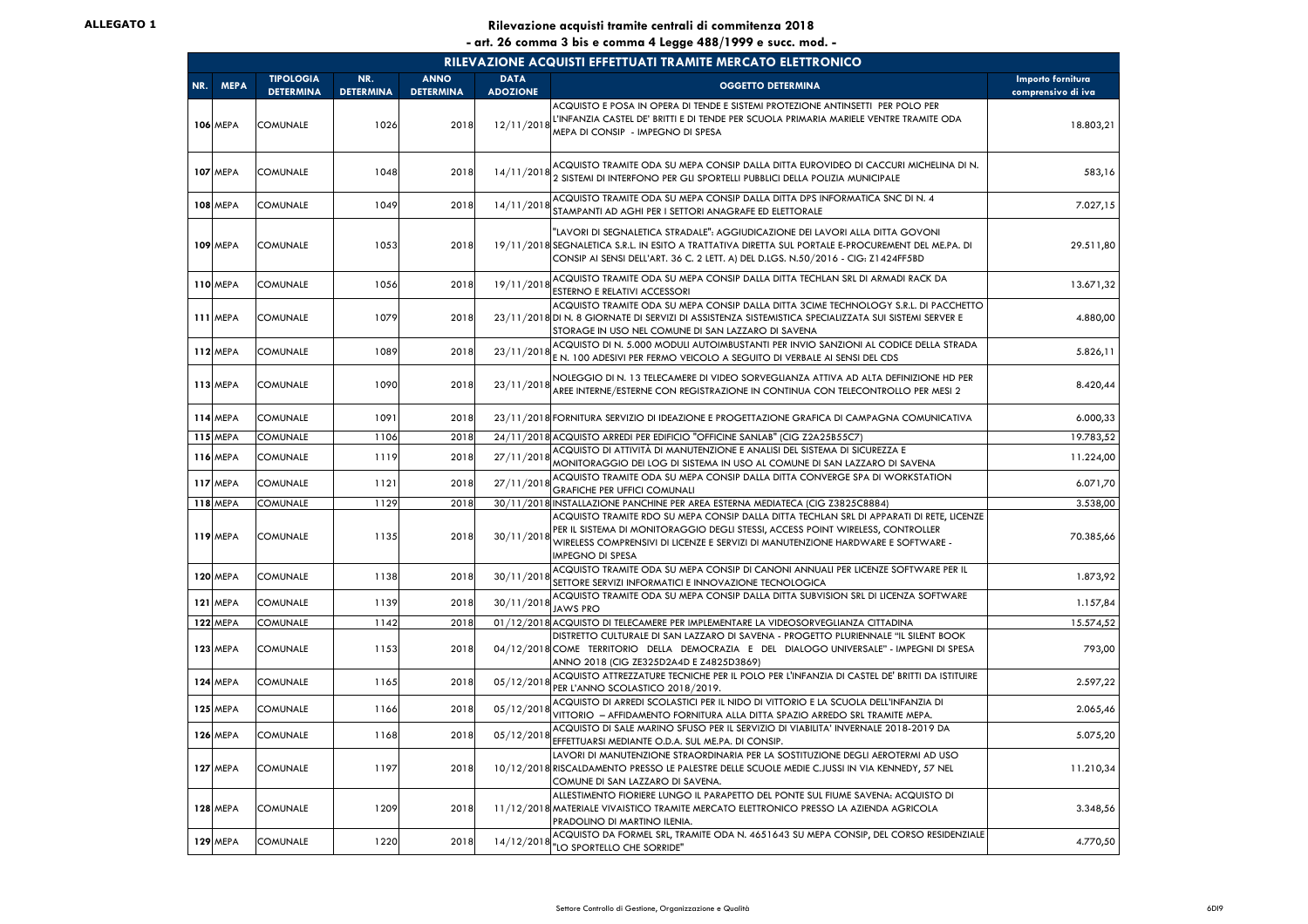**ALLEGATO 1**

## Rilevazione acquisti tramite centrali di commitenza 2018

**- art. 26 comma 3 bis e comma 4 Legge 488/1999 e succ. mod. -**

| RILEVAZIONE ACQUISTI EFFETTUATI TRAMITE MERCATO ELETTRONICO | | | | | | | |
|---|---|---|---|---|---|---|---|
| **NR.** | **MEPA** | **TIPOLOGIA DETERMINA** | **NR. DETERMINA** | **ANNO DETERMINA** | **DATA ADOZIONE** | **OGGETTO DETERMINA** | **Importo fornitura comprensivo di iva** |
| **106** | MEPA | COMUNALE | 1026 | 2018 | 12/11/2018 | ACQUISTO E POSA IN OPERA DI TENDE E SISTEMI PROTEZIONE ANTINSETTI PER POLO PER L'INFANZIA CASTEL DE' BRITTI E DI TENDE PER SCUOLA PRIMARIA MARIELE VENTRE TRAMITE ODA MEPA DI CONSIP - IMPEGNO DI SPESA | 18.803,21 |
| **107** | MEPA | COMUNALE | 1048 | 2018 | 14/11/2018 | ACQUISTO TRAMITE ODA SU MEPA CONSIP DALLA DITTA EUROVIDEO DI CACCURI MICHELINA DI N. 2 SISTEMI DI INTERFONO PER GLI SPORTELLI PUBBLICI DELLA POLIZIA MUNICIPALE | 583,16 |
| **108** | MEPA | COMUNALE | 1049 | 2018 | 14/11/2018 | ACQUISTO TRAMITE ODA SU MEPA CONSIP DALLA DITTA DPS INFORMATICA SNC DI N. 4 STAMPANTI AD AGHI PER I SETTORI ANAGRAFE ED ELETTORALE | 7.027,15 |
| **109** | MEPA | COMUNALE | 1053 | 2018 | 19/11/2018 | "LAVORI DI SEGNALETICA STRADALE": AGGIUDICAZIONE DEI LAVORI ALLA DITTA GOVONI SEGNALETICA S.R.L. IN ESITO A TRATTATIVA DIRETTA SUL PORTALE E-PROCUREMENT DEL ME.PA. DI CONSIP AI SENSI DELL'ART. 36 C. 2 LETT. A) DEL D.LGS. N.50/2016 - CIG: Z1424FF5BD | 29.511,80 |
| **110** | MEPA | COMUNALE | 1056 | 2018 | 19/11/2018 | ACQUISTO TRAMITE ODA SU MEPA CONSIP DALLA DITTA TECHLAN SRL DI ARMADI RACK DA ESTERNO E RELATIVI ACCESSORI | 13.671,32 |
| **111** | MEPA | COMUNALE | 1079 | 2018 | 23/11/2018 | ACQUISTO TRAMITE ODA SU MEPA CONSIP DALLA DITTA 3CIME TECHNOLOGY S.R.L. DI PACCHETTO DI N. 8 GIORNATE DI SERVIZI DI ASSISTENZA SISTEMISTICA SPECIALIZZATA SUI SISTEMI SERVER E STORAGE IN USO NEL COMUNE DI SAN LAZZARO DI SAVENA | 4.880,00 |
| **112** | MEPA | COMUNALE | 1089 | 2018 | 23/11/2018 | ACQUISTO DI N. 5.000 MODULI AUTOIMBUSTANTI PER INVIO SANZIONI AL CODICE DELLA STRADA E N. 100 ADESIVI PER FERMO VEICOLO A SEGUITO DI VERBALE AI SENSI DEL CDS | 5.826,11 |
| **113** | MEPA | COMUNALE | 1090 | 2018 | 23/11/2018 | NOLEGGIO DI N. 13 TELECAMERE DI VIDEO SORVEGLIANZA ATTIVA AD ALTA DEFINIZIONE HD PER AREE INTERNE/ESTERNE CON REGISTRAZIONE IN CONTINUA CON TELECONTROLLO PER MESI 2 | 8.420,44 |
| **114** | MEPA | COMUNALE | 1091 | 2018 | 23/11/2018 | FORNITURA SERVIZIO DI IDEAZIONE E PROGETTAZIONE GRAFICA DI CAMPAGNA COMUNICATIVA | 6.000,33 |
| **115** | MEPA | COMUNALE | 1106 | 2018 | 24/11/2018 | ACQUISTO ARREDI PER EDIFICIO "OFFICINE SANLAB" (CIG Z2A25B55C7) | 19.783,52 |
| **116** | MEPA | COMUNALE | 1119 | 2018 | 27/11/2018 | ACQUISTO DI ATTIVITÀ DI MANUTENZIONE E ANALISI DEL SISTEMA DI SICUREZZA E MONITORAGGIO DEI LOG DI SISTEMA IN USO AL COMUNE DI SAN LAZZARO DI SAVENA | 11.224,00 |
| **117** | MEPA | COMUNALE | 1121 | 2018 | 27/11/2018 | ACQUISTO TRAMITE ODA SU MEPA CONSIP DALLA DITTA CONVERGE SPA DI WORKSTATION GRAFICHE PER UFFICI COMUNALI | 6.071,70 |
| **118** | MEPA | COMUNALE | 1129 | 2018 | 30/11/2018 | INSTALLAZIONE PANCHINE PER AREA ESTERNA MEDIATECA (CIG Z3825C8884) | 3.538,00 |
| **119** | MEPA | COMUNALE | 1135 | 2018 | 30/11/2018 | ACQUISTO TRAMITE RDO SU MEPA CONSIP DALLA DITTA TECHLAN SRL DI APPARATI DI RETE, LICENZE PER IL SISTEMA DI MONITORAGGIO DEGLI STESSI, ACCESS POINT WIRELESS, CONTROLLER WIRELESS COMPRENSIVI DI LICENZE E SERVIZI DI MANUTENZIONE HARDWARE E SOFTWARE - IMPEGNO DI SPESA | 70.385,66 |
| **120** | MEPA | COMUNALE | 1138 | 2018 | 30/11/2018 | ACQUISTO TRAMITE ODA SU MEPA CONSIP DI CANONI ANNUALI PER LICENZE SOFTWARE PER IL SETTORE SERVIZI INFORMATICI E INNOVAZIONE TECNOLOGICA | 1.873,92 |
| **121** | MEPA | COMUNALE | 1139 | 2018 | 30/11/2018 | ACQUISTO TRAMITE ODA SU MEPA CONSIP DALLA DITTA SUBVISION SRL DI LICENZA SOFTWARE JAWS PRO | 1.157,84 |
| **122** | MEPA | COMUNALE | 1142 | 2018 | 01/12/2018 | ACQUISTO DI TELECAMERE PER IMPLEMENTARE LA VIDEOSORVEGLIANZA CITTADINA | 15.574,52 |
| **123** | MEPA | COMUNALE | 1153 | 2018 | 04/12/2018 | DISTRETTO CULTURALE DI SAN LAZZARO DI SAVENA - PROGETTO PLURIENNALE "IL SILENT BOOK COME TERRITORIO DELLA DEMOCRAZIA E DEL DIALOGO UNIVERSALE" - IMPEGNI DI SPESA ANNO 2018 (CIG ZE325D2A4D E Z4825D3869) | 793,00 |
| **124** | MEPA | COMUNALE | 1165 | 2018 | 05/12/2018 | ACQUISTO ATTREZZATURE TECNICHE PER IL POLO PER L'INFANZIA DI CASTEL DE' BRITTI DA ISTITUIRE PER L'ANNO SCOLASTICO 2018/2019. | 2.597,22 |
| **125** | MEPA | COMUNALE | 1166 | 2018 | 05/12/2018 | ACQUISTO DI ARREDI SCOLASTICI PER IL NIDO DI VITTORIO E LA SCUOLA DELL'INFANZIA DI VITTORIO – AFFIDAMENTO FORNITURA ALLA DITTA SPAZIO ARREDO SRL TRAMITE MEPA. | 2.065,46 |
| **126** | MEPA | COMUNALE | 1168 | 2018 | 05/12/2018 | ACQUISTO DI SALE MARINO SFUSO PER IL SERVIZIO DI VIABILITA' INVERNALE 2018-2019 DA EFFETTUARSI MEDIANTE O.D.A. SUL ME.PA. DI CONSIP. | 5.075,20 |
| **127** | MEPA | COMUNALE | 1197 | 2018 | 10/12/2018 | LAVORI DI MANUTENZIONE STRAORDINARIA PER LA SOSTITUZIONE DEGLI AEROTERMI AD USO RISCALDAMENTO PRESSO LE PALESTRE DELLE SCUOLE MEDIE C.JUSSI IN VIA KENNEDY, 57 NEL COMUNE DI SAN LAZZARO DI SAVENA. | 11.210,34 |
| **128** | MEPA | COMUNALE | 1209 | 2018 | 11/12/2018 | ALLESTIMENTO FIORIERE LUNGO IL PARAPETTO DEL PONTE SUL FIUME SAVENA: ACQUISTO DI MATERIALE VIVAISTICO TRAMITE MERCATO ELETTRONICO PRESSO LA AZIENDA AGRICOLA PRADOLINO DI MARTINO ILENIA. | 3.348,56 |
| **129** | MEPA | COMUNALE | 1220 | 2018 | 14/12/2018 | ACQUISTO DA FORMEL SRL, TRAMITE ODA N. 4651643 SU MEPA CONSIP, DEL CORSO RESIDENZIALE "LO SPORTELLO CHE SORRIDE" | 4.770,50 |

Settore Controllo di Gestione, Organizzazione e Qualità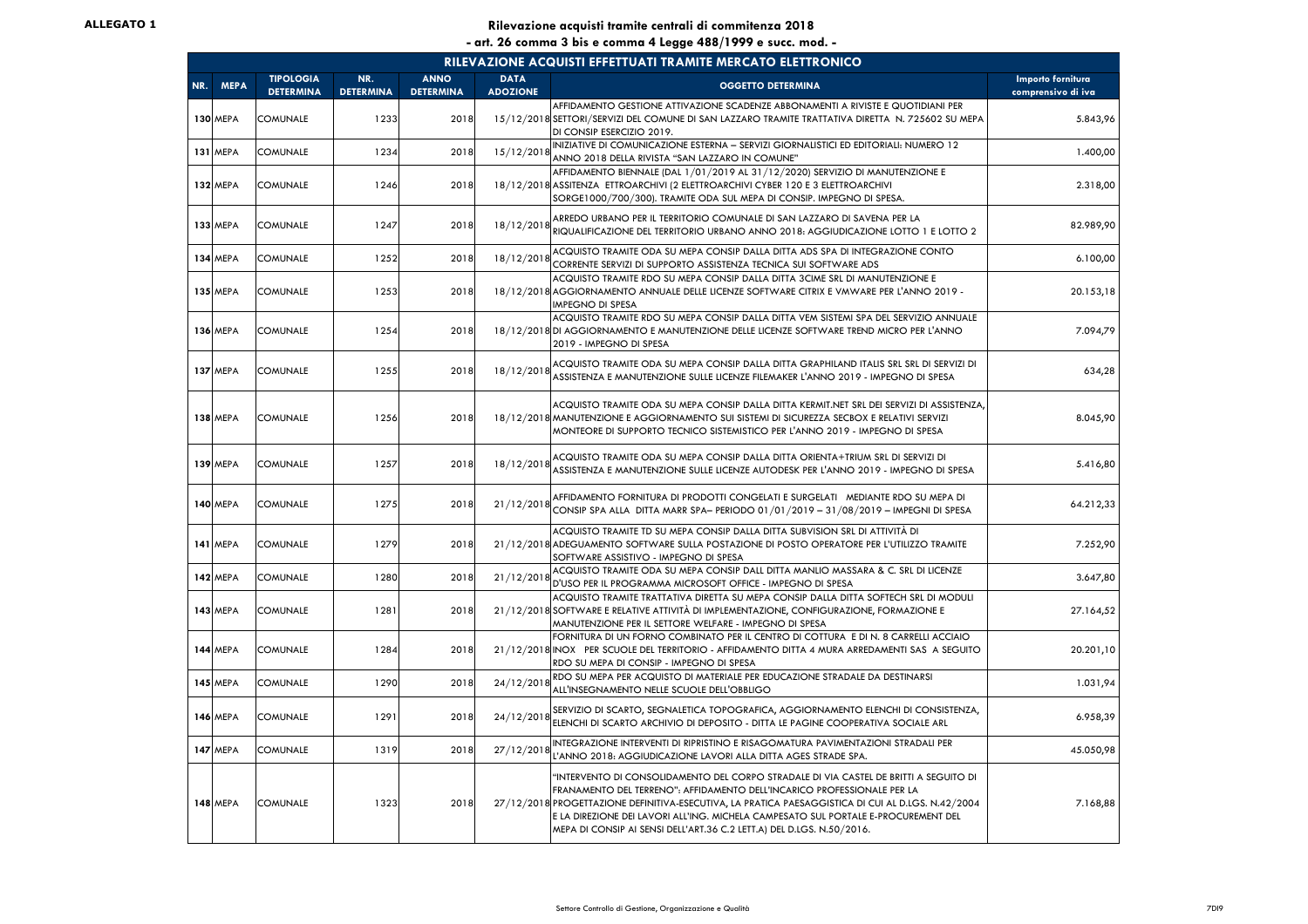**ALLEGATO 1**

# Rilevazione acquisti tramite centrali di committenza 2018

**- art. 26 comma 3 bis e comma 4 Legge 488/1999 e succ. mod. -**

| RILEVAZIONE ACQUISTI EFFETTUATI TRAMITE MERCATO ELETTRONICO | | | | | | | |
|---|---|---|---|---|---|---|---|
| NR. MEPA | TIPOLOGIA DETERMINA | NR. DETERMINA | ANNO DETERMINA | DATA ADOZIONE | OGGETTO DETERMINA | Importo fornitura comprensivo di iva |
| 130 MEPA | COMUNALE | 1233 | 2018 | 15/12/2018 | AFFIDAMENTO GESTIONE ATTIVAZIONE SCADENZE ABBONAMENTI A RIVISTE E QUOTIDIANI PER SETTORI/SERVIZI DEL COMUNE DI SAN LAZZARO TRAMITE TRATTATIVA DIRETTA N. 725602 SU MEPA DI CONSIP ESERCIZIO 2019. | 5.843,96 |
| 131 MEPA | COMUNALE | 1234 | 2018 | 15/12/2018 | INIZIATIVE DI COMUNICAZIONE ESTERNA – SERVIZI GIORNALISTICI ED EDITORIALI: NUMERO 12 ANNO 2018 DELLA RIVISTA "SAN LAZZARO IN COMUNE" | 1.400,00 |
| 132 MEPA | COMUNALE | 1246 | 2018 | 18/12/2018 | AFFIDAMENTO BIENNALE (DAL 1/01/2019 AL 31/12/2020) SERVIZIO DI MANUTENZIONE E ASSITENZA ETTROARCHIVI (2 ELETTROARCHIVI CYBER 120 E 3 ELETTROARCHIVI SORGE1000/700/300). TRAMITE ODA SUL MEPA DI CONSIP. IMPEGNO DI SPESA. | 2.318,00 |
| 133 MEPA | COMUNALE | 1247 | 2018 | 18/12/2018 | ARREDO URBANO PER IL TERRITORIO COMUNALE DI SAN LAZZARO DI SAVENA PER LA RIQUALIFICAZIONE DEL TERRITORIO URBANO ANNO 2018: AGGIUDICAZIONE LOTTO 1 E LOTTO 2 | 82.989,90 |
| 134 MEPA | COMUNALE | 1252 | 2018 | 18/12/2018 | ACQUISTO TRAMITE ODA SU MEPA CONSIP DALLA DITTA ADS SPA DI INTEGRAZIONE CONTO CORRENTE SERVIZI DI SUPPORTO ASSISTENZA TECNICA SUI SOFTWARE ADS | 6.100,00 |
| 135 MEPA | COMUNALE | 1253 | 2018 | 18/12/2018 | ACQUISTO TRAMITE RDO SU MEPA CONSIP DALLA DITTA 3CIME SRL DI MANUTENZIONE E AGGIORNAMENTO ANNUALE DELLE LICENZE SOFTWARE CITRIX E VMWARE PER L'ANNO 2019 - IMPEGNO DI SPESA | 20.153,18 |
| 136 MEPA | COMUNALE | 1254 | 2018 | 18/12/2018 | ACQUISTO TRAMITE RDO SU MEPA CONSIP DALLA DITTA VEM SISTEMI SPA DEL SERVIZIO ANNUALE DI AGGIORNAMENTO E MANUTENZIONE DELLE LICENZE SOFTWARE TREND MICRO PER L'ANNO 2019 - IMPEGNO DI SPESA | 7.094,79 |
| 137 MEPA | COMUNALE | 1255 | 2018 | 18/12/2018 | ACQUISTO TRAMITE ODA SU MEPA CONSIP DALLA DITTA GRAPHILAND ITALIS SRL SRL DI SERVIZI DI ASSISTENZA E MANUTENZIONE SULLE LICENZE FILEMAKER L'ANNO 2019 - IMPEGNO DI SPESA | 634,28 |
| 138 MEPA | COMUNALE | 1256 | 2018 | 18/12/2018 | ACQUISTO TRAMITE ODA SU MEPA CONSIP DALLA DITTA KERMIT.NET SRL DEI SERVIZI DI ASSISTENZA, MANUTENZIONE E AGGIORNAMENTO SUI SISTEMI DI SICUREZZA SECBOX E RELATIVI SERVIZI MONTEORE DI SUPPORTO TECNICO SISTEMISTICO PER L'ANNO 2019 - IMPEGNO DI SPESA | 8.045,90 |
| 139 MEPA | COMUNALE | 1257 | 2018 | 18/12/2018 | ACQUISTO TRAMITE ODA SU MEPA CONSIP DALLA DITTA ORIENTA+TRIUM SRL DI SERVIZI DI ASSISTENZA E MANUTENZIONE SULLE LICENZE AUTODESK PER L'ANNO 2019 - IMPEGNO DI SPESA | 5.416,80 |
| 140 MEPA | COMUNALE | 1275 | 2018 | 21/12/2018 | AFFIDAMENTO FORNITURA DI PRODOTTI CONGELATI E SURGELATI MEDIANTE RDO SU MEPA DI CONSIP SPA ALLA DITTA MARR SPA– PERIODO 01/01/2019 – 31/08/2019 – IMPEGNI DI SPESA | 64.212,33 |
| 141 MEPA | COMUNALE | 1279 | 2018 | 21/12/2018 | ACQUISTO TRAMITE TD SU MEPA CONSIP DALLA DITTA SUBVISION SRL DI ATTIVITÀ DI ADEGUAMENTO SOFTWARE SULLA POSTAZIONE DI POSTO OPERATORE PER L'UTILIZZO TRAMITE SOFTWARE ASSISTIVO - IMPEGNO DI SPESA | 7.252,90 |
| 142 MEPA | COMUNALE | 1280 | 2018 | 21/12/2018 | ACQUISTO TRAMITE ODA SU MEPA CONSIP DALL DITTA MANLIO MASSARA & C. SRL DI LICENZE D'USO PER IL PROGRAMMA MICROSOFT OFFICE - IMPEGNO DI SPESA | 3.647,80 |
| 143 MEPA | COMUNALE | 1281 | 2018 | 21/12/2018 | ACQUISTO TRAMITE TRATTATIVA DIRETTA SU MEPA CONSIP DALLA DITTA SOFTECH SRL DI MODULI SOFTWARE E RELATIVE ATTIVITÀ DI IMPLEMENTAZIONE, CONFIGURAZIONE, FORMAZIONE E MANUTENZIONE PER IL SETTORE WELFARE - IMPEGNO DI SPESA | 27.164,52 |
| 144 MEPA | COMUNALE | 1284 | 2018 | 21/12/2018 | FORNITURA DI UN FORNO COMBINATO PER IL CENTRO DI COTTURA E DI N. 8 CARRELLI ACCIAIO INOX PER SCUOLE DEL TERRITORIO - AFFIDAMENTO DITTA 4 MURA ARREDAMENTI SAS A SEGUITO RDO SU MEPA DI CONSIP - IMPEGNO DI SPESA | 20.201,10 |
| 145 MEPA | COMUNALE | 1290 | 2018 | 24/12/2018 | RDO SU MEPA PER ACQUISTO DI MATERIALE PER EDUCAZIONE STRADALE DA DESTINARSI ALL'INSEGNAMENTO NELLE SCUOLE DELL'OBBLIGO | 1.031,94 |
| 146 MEPA | COMUNALE | 1291 | 2018 | 24/12/2018 | SERVIZIO DI SCARTO, SEGNALETICA TOPOGRAFICA, AGGIORNAMENTO ELENCHI DI CONSISTENZA, ELENCHI DI SCARTO ARCHIVIO DI DEPOSITO - DITTA LE PAGINE COOPERATIVA SOCIALE ARL | 6.958,39 |
| 147 MEPA | COMUNALE | 1319 | 2018 | 27/12/2018 | INTEGRAZIONE INTERVENTI DI RIPRISTINO E RISAGOMATURA PAVIMENTAZIONI STRADALI PER L'ANNO 2018: AGGIUDICAZIONE LAVORI ALLA DITTA AGES STRADE SPA. | 45.050,98 |
| 148 MEPA | COMUNALE | 1323 | 2018 | 27/12/2018 | "INTERVENTO DI CONSOLIDAMENTO DEL CORPO STRADALE DI VIA CASTEL DE BRITTI A SEGUITO DI FRANAMENTO DEL TERRENO": AFFIDAMENTO DELL'INCARICO PROFESSIONALE PER LA PROGETTAZIONE DEFINITIVA-ESECUTIVA, LA PRATICA PAESAGGISTICA DI CUI AL D.LGS. N.42/2004 E LA DIREZIONE DEI LAVORI ALL'ING. MICHELA CAMPESATO SUL PORTALE E-PROCUREMENT DEL MEPA DI CONSIP AI SENSI DELL'ART.36 C.2 LETT.A) DEL D.LGS. N.50/2016. | 7.168,88 |

Settore Controllo di Gestione, Organizzazione e Qualità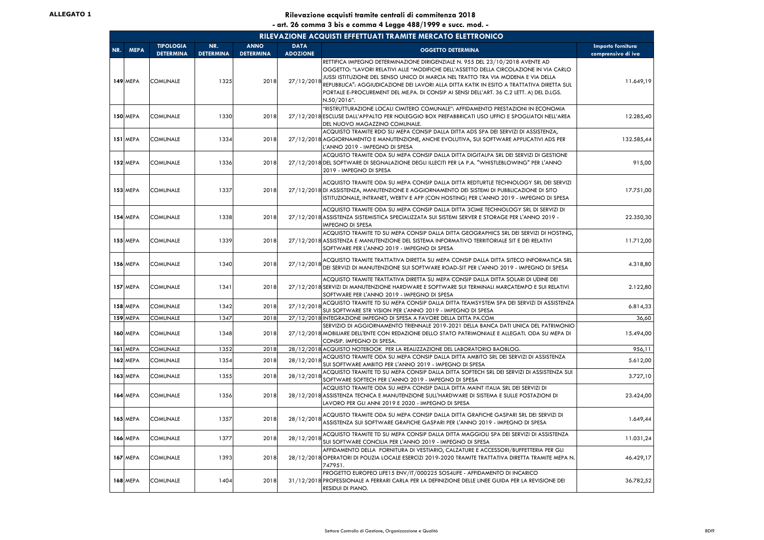**ALLEGATO 1**

**Rilevazione acquisti tramite centrali di commitenza 2018**

**- art. 26 comma 3 bis e comma 4 Legge 488/1999 e succ. mod. -**

| RILEVAZIONE ACQUISTI EFFETTUATI TRAMITE MERCATO ELETTRONICO | | | | | | | |
|---|---|---|---|---|---|---|---|
| **NR. MEPA** | **TIPOLOGIA DETERMINA** | **NR. DETERMINA** | **ANNO DETERMINA** | **DATA ADOZIONE** | **OGGETTO DETERMINA** | **Importo fornitura comprensivo di iva** | |
| 149 MEPA | COMUNALE | 1325 | 2018 | 27/12/2018 | RETTIFICA IMPEGNO DETERMINAZIONE DIRIGENZIALE N. 955 DEL 23/10/2018 AVENTE AD OGGETTO: "LAVORI RELATIVI ALLE "MODIFICHE DELL'ASSETTO DELLA CIRCOLAZIONE IN VIA CARLO JUSSI ISTITUZIONE DEL SENSO UNICO DI MARCIA NEL TRATTO TRA VIA MODENA E VIA DELLA REPUBBLICA": AGGIUDICAZIONE DEI LAVORI ALLA DITTA KATIK IN ESITO A TRATTATIVA DIRETTA SUL PORTALE E-PROCUREMENT DEL ME.PA. DI CONSIP AI SENSI DELL'ART. 36 C.2 LETT. A) DEL D.LGS. N.50/2016". | 11.649,19 | |
| 150 MEPA | COMUNALE | 1330 | 2018 | 27/12/2018 | "RISTRUTTURAZIONE LOCALI CIMITERO COMUNALE": AFFIDAMENTO PRESTAZIONI IN ECONOMIA ESCLUSE DALL'APPALTO PER NOLEGGIO BOX PREFABBRICATI USO UFFICI E SPOGLIATOI NELL'AREA DEL NUOVO MAGAZZINO COMUNALE. | 12.285,40 | |
| 151 MEPA | COMUNALE | 1334 | 2018 | 27/12/2018 | ACQUISTO TRAMITE RDO SU MEPA CONSIP DALLA DITTA ADS SPA DEI SERVIZI DI ASSISTENZA, AGGIORNAMENTO E MANUTENZIONE, ANCHE EVOLUTIVA, SUI SOFTWARE APPLICATIVI ADS PER L'ANNO 2019 - IMPEGNO DI SPESA | 132.585,44 | |
| 152 MEPA | COMUNALE | 1336 | 2018 | 27/12/2018 | ACQUISTO TRAMITE ODA SU MEPA CONSIP DALLA DITTA DIGITALPA SRL DEI SERVIZI DI GESTIONE DEL SOFTWARE DI SEGNALAZIONE DEGLI ILLECITI PER LA P.A. "WHISTLEBLOWING" PER L'ANNO 2019 - IMPEGNO DI SPESA | 915,00 | |
| 153 MEPA | COMUNALE | 1337 | 2018 | 27/12/2018 | ACQUISTO TRAMITE ODA SU MEPA CONSIP DALLA DITTA REDTURTLE TECHNOLOGY SRL DEI SERVIZI DI ASSISTENZA, MANUTENZIONE E AGGIORNAMENTO DEI SISTEMI DI PUBBLICAZIONE DI SITO ISTITUZIONALE, INTRANET, WEBTV E APP (CON HOSTING) PER L'ANNO 2019 - IMPEGNO DI SPESA | 17.751,00 | |
| 154 MEPA | COMUNALE | 1338 | 2018 | 27/12/2018 | ACQUISTO TRAMITE ODA SU MEPA CONSIP DALLA DITTA 3CIME TECHNOLOGY SRL DI SERVIZI DI ASSISTENZA SISTEMISTICA SPECIALIZZATA SUI SISTEMI SERVER E STORAGE PER L'ANNO 2019 - IMPEGNO DI SPESA | 22.350,30 | |
| 155 MEPA | COMUNALE | 1339 | 2018 | 27/12/2018 | ACQUISTO TRAMITE TD SU MEPA CONSIP DALLA DITTA GEOGRAPHICS SRL DEI SERVIZI DI HOSTING, ASSISTENZA E MANUTENZIONE DEL SISTEMA INFORMATIVO TERRITORIALE SIT E DEI RELATIVI SOFTWARE PER L'ANNO 2019 - IMPEGNO DI SPESA | 11.712,00 | |
| 156 MEPA | COMUNALE | 1340 | 2018 | 27/12/2018 | ACQUISTO TRAMITE TRATTATIVA DIRETTA SU MEPA CONSIP DALLA DITTA SITECO INFORMATICA SRL DEI SERVIZI DI MANUTENZIONE SUI SOFTWARE ROAD-SIT PER L'ANNO 2019 - IMPEGNO DI SPESA | 4.318,80 | |
| 157 MEPA | COMUNALE | 1341 | 2018 | 27/12/2018 | ACQUISTO TRAMITE TRATTATIVA DIRETTA SU MEPA CONSIP DALLA DITTA SOLARI DI UDINE DEI SERVIZI DI MANUTENZIONE HARDWARE E SOFTWARE SUI TERMINALI MARCATEMPO E SUI RELATIVI SOFTWARE PER L'ANNO 2019 - IMPEGNO DI SPESA | 2.122,80 | |
| 158 MEPA | COMUNALE | 1342 | 2018 | 27/12/2018 | ACQUISTO TRAMITE TD SU MEPA CONSIP DALLA DITTA TEAMSYSTEM SPA DEI SERVIZI DI ASSISTENZA SUI SOFTWARE STR VISION PER L'ANNO 2019 - IMPEGNO DI SPESA | 6.814,33 | |
| 159 MEPA | COMUNALE | 1347 | 2018 | 27/12/2018 | INTEGRAZIONE IMPEGNO DI SPESA A FAVORE DELLA DITTA PA.COM | 36,60 | |
| 160 MEPA | COMUNALE | 1348 | 2018 | 27/12/2018 | SERVIZIO DI AGGIORNAMENTO TRIENNALE 2019-2021 DELLA BANCA DATI UNICA DEL PATRIMONIO MOBILIARE DELL'ENTE CON REDAZIONE DELLO STATO PATRIMONIALE E ALLEGATI. ODA SU MEPA DI CONSIP. IMPEGNO DI SPESA. | 15.494,00 | |
| 161 MEPA | COMUNALE | 1352 | 2018 | 28/12/2018 | ACQUISTO NOTEBOOK PER LA REALIZZAZIONE DEL LABORATORIO BAOBLOG. | 956,11 | |
| 162 MEPA | COMUNALE | 1354 | 2018 | 28/12/2018 | ACQUISTO TRAMITE ODA SU MEPA CONSIP DALLA DITTA AMBITO SRL DEI SERVIZI DI ASSISTENZA SUI SOFTWARE AMBITO PER L'ANNO 2019 - IMPEGNO DI SPESA | 5.612,00 | |
| 163 MEPA | COMUNALE | 1355 | 2018 | 28/12/2018 | ACQUISTO TRAMITE TD SU MEPA CONSIP DALLA DITTA SOFTECH SRL DEI SERVIZI DI ASSISTENZA SUI SOFTWARE SOFTECH PER L'ANNO 2019 - IMPEGNO DI SPESA | 3.727,10 | |
| 164 MEPA | COMUNALE | 1356 | 2018 | 28/12/2018 | ACQUISTO TRAMITE ODA SU MEPA CONSIP DALLA DITTA MAINT ITALIA SRL DEI SERVIZI DI ASSISTENZA TECNICA E MANUTENZIONE SULL'HARDWARE DI SISTEMA E SULLE POSTAZIONI DI LAVORO PER GLI ANNI 2019 E 2020 - IMPEGNO DI SPESA | 23.424,00 | |
| 165 MEPA | COMUNALE | 1357 | 2018 | 28/12/2018 | ACQUISTO TRAMITE ODA SU MEPA CONSIP DALLA DITTA GRAFICHE GASPARI SRL DEI SERVIZI DI ASSISTENZA SUI SOFTWARE GRAFICHE GASPARI PER L'ANNO 2019 - IMPEGNO DI SPESA | 1.649,44 | |
| 166 MEPA | COMUNALE | 1377 | 2018 | 28/12/2018 | ACQUISTO TRAMITE TD SU MEPA CONSIP DALLA DITTA MAGGIOLI SPA DEI SERVIZI DI ASSISTENZA SUI SOFTWARE CONCILIA PER L'ANNO 2019 - IMPEGNO DI SPESA | 11.031,24 | |
| 167 MEPA | COMUNALE | 1393 | 2018 | 28/12/2018 | AFFIDAMENTO DELLA FORNITURA DI VESTIARIO, CALZATURE E ACCESSORI/BUFFETTERIA PER GLI OPERATORI DI POLIZIA LOCALE ESERCIZI 2019-2020 TRAMITE TRATTATIVA DIRETTA TRAMITE MEPA N. 747951. | 46.429,17 | |
| 168 MEPA | COMUNALE | 1404 | 2018 | 31/12/2018 | PROGETTO EUROPEO LIFE15 ENV/IT/000225 SOS4LIFE - AFFIDAMENTO DI INCARICO PROFESSIONALE A FERRARI CARLA PER LA DEFINIZIONE DELLE LINEE GUIDA PER LA REVISIONE DEI RESIDUI DI PIANO. | 36.782,52 | |

Settore Controllo di Gestione, Organizzazione e Qualità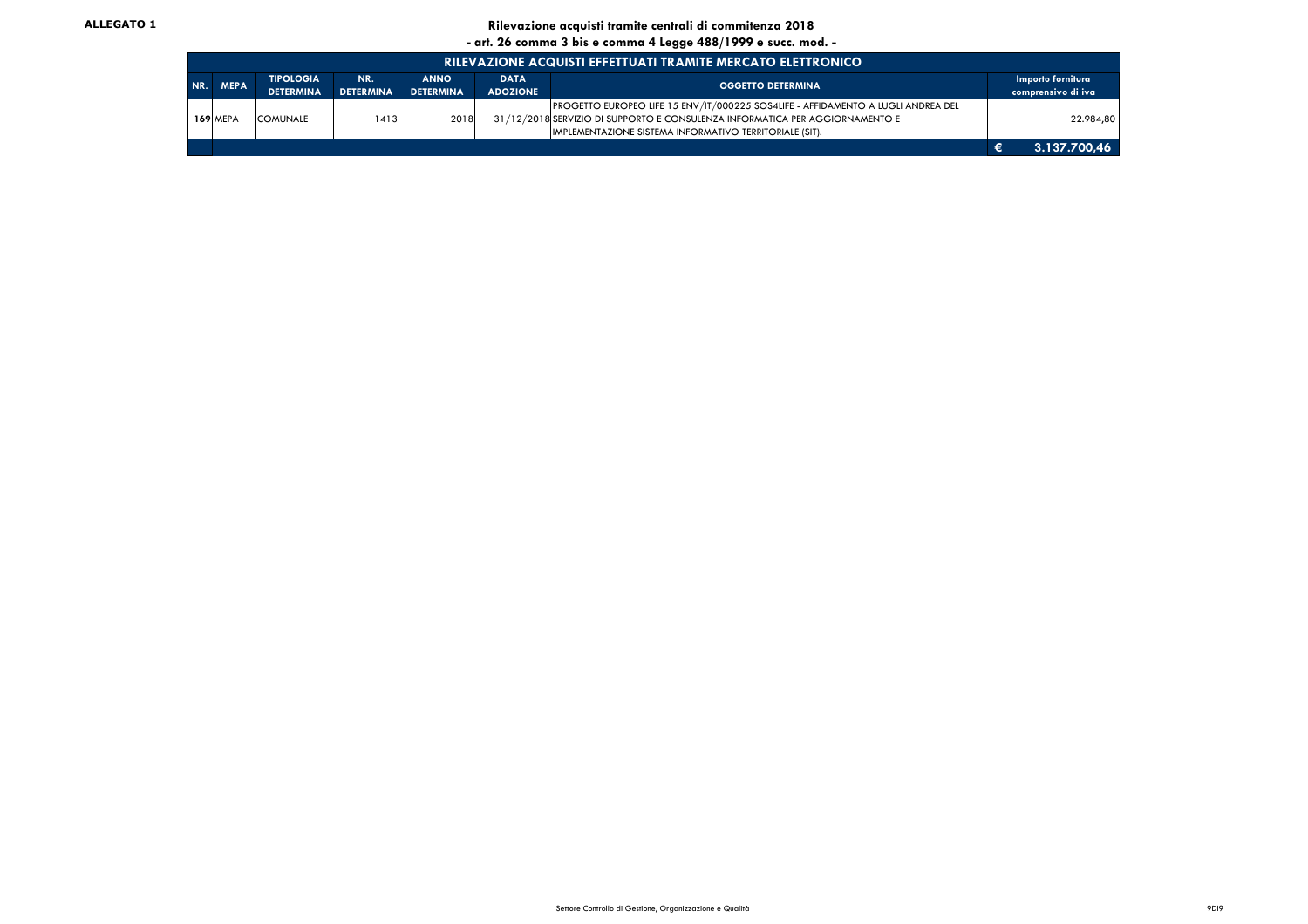**ALLEGATO 1**

## Rilevazione acquisti tramite centrali di commitenza 2018

**- art. 26 comma 3 bis e comma 4 Legge 488/1999 e succ. mod. -**

| RILEVAZIONE ACQUISTI EFFETTUATI TRAMITE MERCATO ELETTRONICO | | | | | | | |
|---|---|---|---|---|---|---|---|
| NR. | MEPA | TIPOLOGIA DETERMINA | NR. DETERMINA | ANNO DETERMINA | DATA ADOZIONE | OGGETTO DETERMINA | Importo fornitura comprensivo di iva |
| **169** | MEPA | COMUNALE | 1413 | 2018 | 31/12/2018 | PROGETTO EUROPEO LIFE 15 ENV/IT/000225 SOS4LIFE - AFFIDAMENTO A LUGLI ANDREA DEL SERVIZIO DI SUPPORTO E CONSULENZA INFORMATICA PER AGGIORNAMENTO E IMPLEMENTAZIONE SISTEMA INFORMATIVO TERRITORIALE (SIT). | 22.984,80 |
| | | | | | | | **€ 3.137.700,46** |

Settore Controllo di Gestione, Organizzazione e Qualità